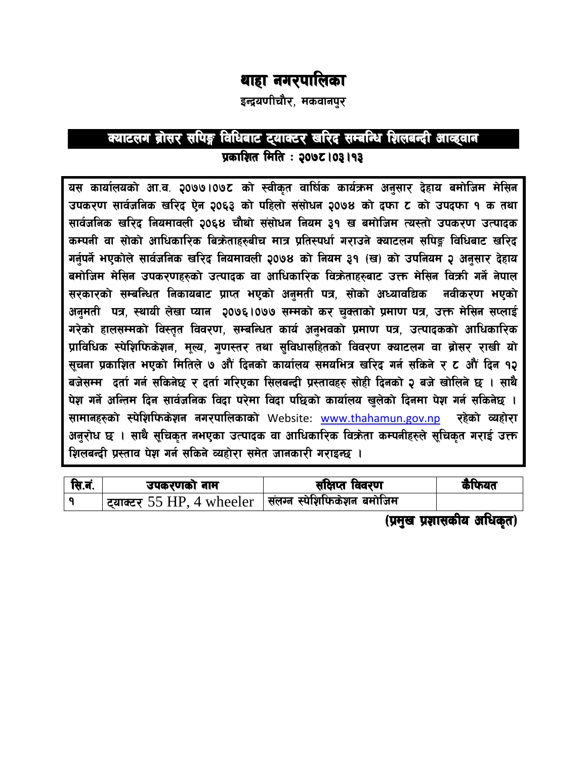# थाहा नगरपालिका

इन्द्रयणीचौर, मकवानपुर

## क्याटलग ब्रोसर सपिङ्ग विधिबाट ट्याक्टर खरिद सम्बन्धि शिलबन्दी आव्हवान

**प्रकाशित मिति : २०७८।०३।१३**

**यस कार्यालयको आ.व. २०७७।०७८ को स्वीकृत वार्षिक कार्यक्रम अनुसार देहाय बमोजिम मेसिन उपकरण सार्वजनिक खरिद ऐन २०६३ को पहिलो संसोधन २०७४ को दफा ८ को उपदफा १ क तथा सार्वजनिक खरिद नियमावली २०६४ चौथो संसोधन नियम ३१ ख बमोजिम त्यस्तो उपकरण उत्पादक कम्पनी वा सोको आधिकारिक बिक्रेताहरुबीच मात्र प्रतिस्पर्धा गराउने क्याटलग सपिङ्ग विधिबाट खरिद गर्नुपर्ने भएकोले सार्वजनिक खरिद नियमावली २०७४ को नियम ३१ (ख) को उपनियम २ अनुसार देहाय बमोजिम मेसिन उपकरणहरुको उत्पादक वा आधिकारिक विक्रेताहरुबाट उक्त मेसिन विक्री गर्ने नेपाल सरकारको सम्बन्धित निकायबाट प्राप्त भएको अनुमती पत्र, सोको अध्यावद्यिक नवीकरण भएको अनुमती पत्र, स्थायी लेखा प्यान २०७६।०७७ सम्मको कर चुक्ताको प्रमाण पत्र, उक्त मेसिन सप्लाई गरेको हालसम्मको विस्तृत विवरण, सम्बन्धित कार्य अनुभवको प्रमाण पत्र, उत्पादकको आधिकारिक प्राविधिक स्पेशिफिकेशन, मूल्य, गुणस्तर तथा सुविधासहितको विवरण क्याटलग वा ब्रोसर राखी यो सूचना प्रकाशित भएको मितिले ७ औं दिनको कार्यालय समयभित्र खरिद गर्न सकिने र ८ औं दिन १२ बजेसम्म दर्ता गर्न सकिनेछ र दर्ता गरिएका सिलबन्दी प्रस्तावहरु सोही दिनको २ बजे खोलिने छ । साथै पेश गर्ने अन्तिम दिन सार्वजनिक विदा परेमा विदा पछिको कार्यालय खुलेको दिनमा पेश गर्न सकिनेछ । सामानहरुको स्पेशिफिकेशन नगरपालिकाको** Website: [www.thahamun.gov.np](http://www.thahamun.gov.np) **रहेको व्यहोरा अनुरोध छ । साथै सूचिकृत नभएका उत्पादक वा आधिकारिक विक्रेता कम्पनीहरुले सूचिकृत गराई उक्त शिलबन्दी प्रस्ताव पेश गर्न सकिने व्यहोरा समेत जानकारी गराइन्छ ।**

| सि.नं. | उपकरणको नाम | संक्षिप्त विवरण | कैफियत |
|---|---|---|---|
| १ | ट्याक्टर 55 HP, 4 wheeler | संलग्न स्पेशिफिकेशन बमोजिम | |

**(प्रमुख प्रशासकीय अधिकृत)**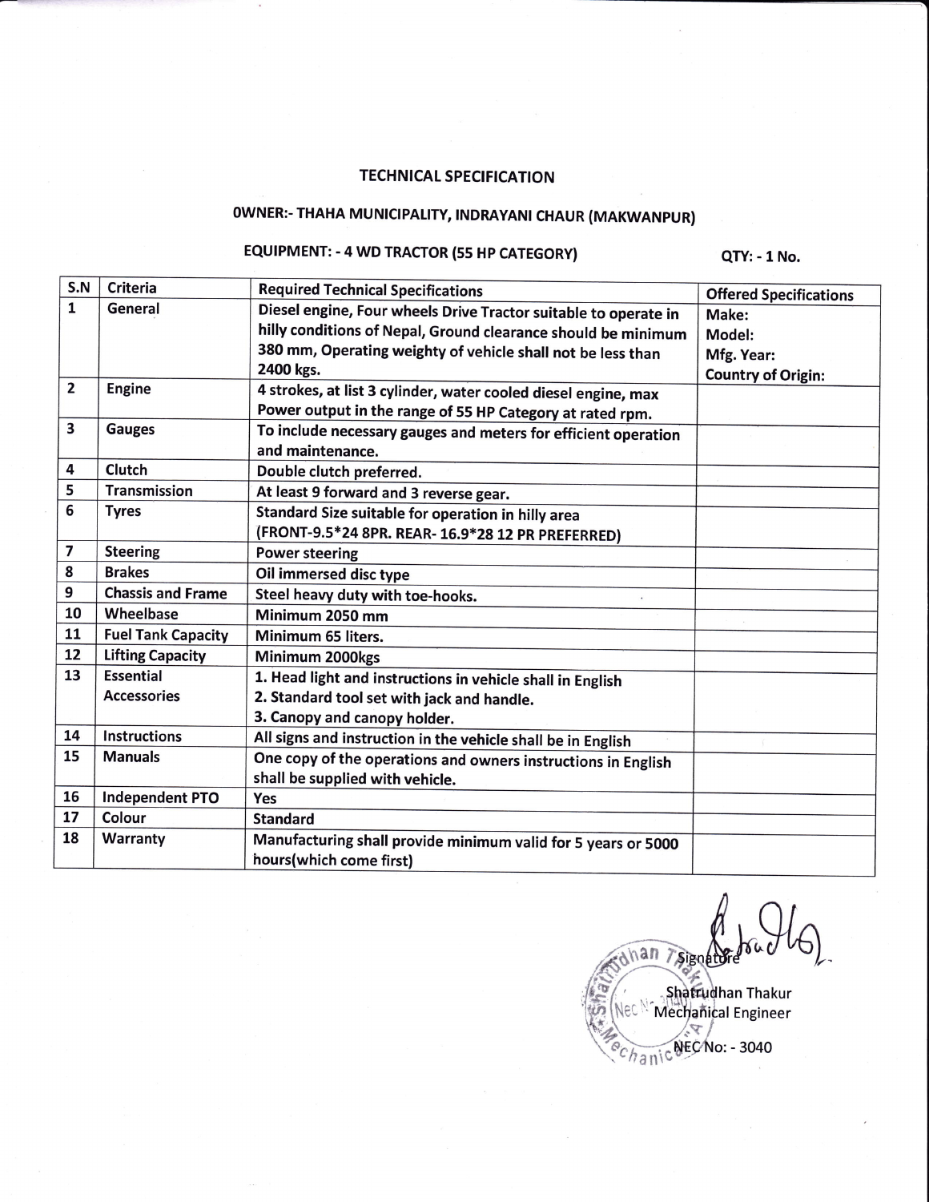# TECHNICAL SPECIFICATION

## 0WNER:- THAHA MUNICIPALITY, INDRAYANI CHAUR (MAKWANPUR)

**EQUIPMENT: - 4 WD TRACTOR (55 HP CATEGORY)** **QTY: - 1 No.**

| S.N | Criteria | Required Technical Specifications | Offered Specifications |
|---|---|---|---|
| 1 | General | Diesel engine, Four wheels Drive Tractor suitable to operate in hilly conditions of Nepal, Ground clearance should be minimum 380 mm, Operating weighty of vehicle shall not be less than 2400 kgs. | Make:<br>Model:<br>Mfg. Year:<br>Country of Origin: |
| 2 | Engine | 4 strokes, at list 3 cylinder, water cooled diesel engine, max Power output in the range of 55 HP Category at rated rpm. | |
| 3 | Gauges | To include necessary gauges and meters for efficient operation and maintenance. | |
| 4 | Clutch | Double clutch preferred. | |
| 5 | Transmission | At least 9 forward and 3 reverse gear. | |
| 6 | Tyres | Standard Size suitable for operation in hilly area (FRONT-9.5*24 8PR. REAR- 16.9*28 12 PR PREFERRED) | |
| 7 | Steering | Power steering | |
| 8 | Brakes | Oil immersed disc type | |
| 9 | Chassis and Frame | Steel heavy duty with toe-hooks. | |
| 10 | Wheelbase | Minimum 2050 mm | |
| 11 | Fuel Tank Capacity | Minimum 65 liters. | |
| 12 | Lifting Capacity | Minimum 2000kgs | |
| 13 | Essential Accessories | 1. Head light and instructions in vehicle shall in English<br>2. Standard tool set with jack and handle.<br>3. Canopy and canopy holder. | |
| 14 | Instructions | All signs and instruction in the vehicle shall be in English | |
| 15 | Manuals | One copy of the operations and owners instructions in English shall be supplied with vehicle. | |
| 16 | Independent PTO | Yes | |
| 17 | Colour | Standard | |
| 18 | Warranty | Manufacturing shall provide minimum valid for 5 years or 5000 hours(which come first) | |

Signature

Shatrudhan Thakur
Mechanical Engineer
NEC No: - 3040